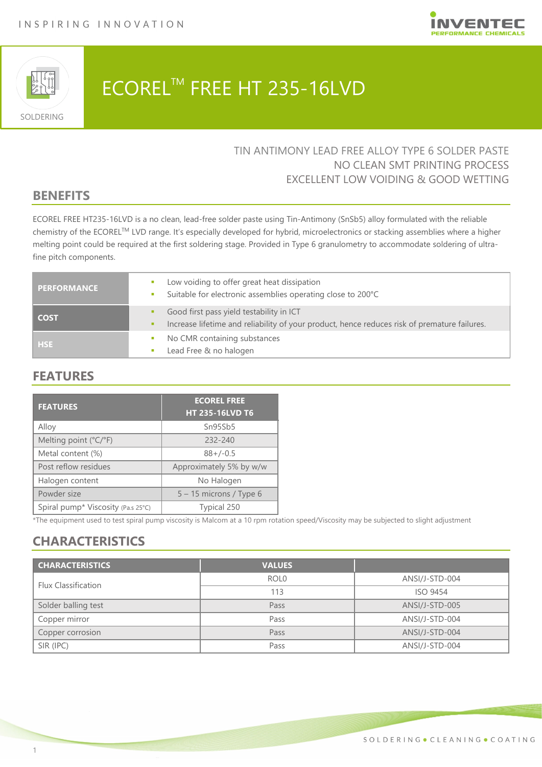# ECOREL™ FREE HT 235-16LVD

TIN ANTIMONY LEAD FREE ALLOY TYPE 6 SOLDER PASTE
NO CLEAN SMT PRINTING PROCESS
EXCELLENT LOW VOIDING & GOOD WETTING

## BENEFITS

ECOREL FREE HT235-16LVD is a no clean, lead-free solder paste using Tin-Antimony (SnSb5) alloy formulated with the reliable chemistry of the ECOREL™ LVD range. It's especially developed for hybrid, microelectronics or stacking assemblies where a higher melting point could be required at the first soldering stage. Provided in Type 6 granulometry to accommodate soldering of ultra-fine pitch components.

| | |
|---|---|
| **PERFORMANCE** | ▪ Low voiding to offer great heat dissipation<br>▪ Suitable for electronic assemblies operating close to 200°C |
| **COST** | ▪ Good first pass yield testability in ICT<br>▪ Increase lifetime and reliability of your product, hence reduces risk of premature failures. |
| **HSE** | ▪ No CMR containing substances<br>▪ Lead Free & no halogen |

## FEATURES

| FEATURES | ECOREL FREE HT 235-16LVD T6 |
|---|---|
| Alloy | Sn95Sb5 |
| Melting point (°C/°F) | 232-240 |
| Metal content (%) | 88+/-0.5 |
| Post reflow residues | Approximately 5% by w/w |
| Halogen content | No Halogen |
| Powder size | 5 – 15 microns / Type 6 |
| Spiral pump* Viscosity (Pa.s 25°C) | Typical 250 |

*The equipment used to test spiral pump viscosity is Malcom at a 10 rpm rotation speed/Viscosity may be subjected to slight adjustment

## CHARACTERISTICS

| CHARACTERISTICS | VALUES | |
|---|---|---|
| Flux Classification | ROL0 | ANSI/J-STD-004 |
| | 113 | ISO 9454 |
| Solder balling test | Pass | ANSI/J-STD-005 |
| Copper mirror | Pass | ANSI/J-STD-004 |
| Copper corrosion | Pass | ANSI/J-STD-004 |
| SIR (IPC) | Pass | ANSI/J-STD-004 |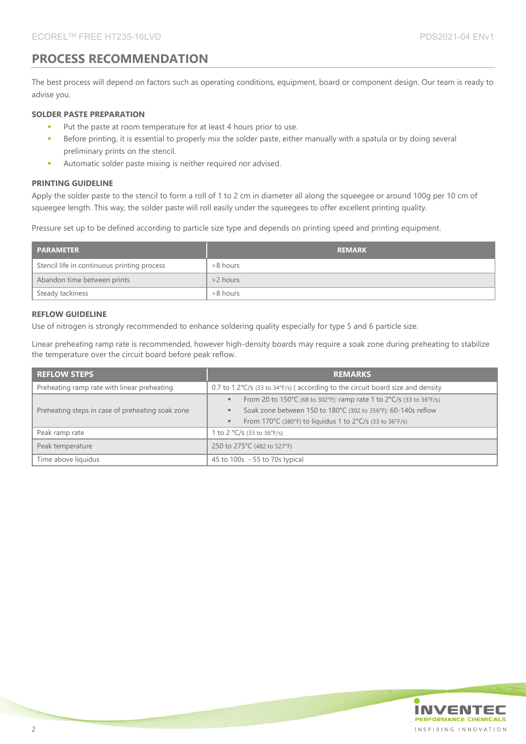## PROCESS RECOMMENDATION

The best process will depend on factors such as operating conditions, equipment, board or component design. Our team is ready to advise you.

### SOLDER PASTE PREPARATION

- Put the paste at room temperature for at least 4 hours prior to use.
- Before printing, it is essential to properly mix the solder paste, either manually with a spatula or by doing several preliminary prints on the stencil.
- Automatic solder paste mixing is neither required nor advised.

### PRINTING GUIDELINE

Apply the solder paste to the stencil to form a roll of 1 to 2 cm in diameter all along the squeegee or around 100g per 10 cm of squeegee length. This way, the solder paste will roll easily under the squeegees to offer excellent printing quality.

Pressure set up to be defined according to particle size type and depends on printing speed and printing equipment.

| PARAMETER | REMARK |
|---|---|
| Stencil life in continuous printing process | >8 hours |
| Abandon time between prints | >2 hours |
| Steady tackiness | >8 hours |

### REFLOW GUIDELINE

Use of nitrogen is strongly recommended to enhance soldering quality especially for type 5 and 6 particle size.

Linear preheating ramp rate is recommended, however high-density boards may require a soak zone during preheating to stabilize the temperature over the circuit board before peak reflow.

| REFLOW STEPS | REMARKS |
|---|---|
| Preheating ramp rate with linear preheating | 0.7 to 1.2°C/s (33 to 34°F/s) ( according to the circuit board size and density |
| Preheating steps in case of preheating soak zone | ▪ From 20 to 150°C (68 to 302°F): ramp rate 1 to 2°C/s (33 to 36°F/s)<br>▪ Soak zone between 150 to 180°C (302 to 356°F): 60-140s reflow<br>▪ From 170°C (380°F) to liquidus 1 to 2°C/s (33 to 36°F/s) |
| Peak ramp rate | 1 to 2 °C/s (33 to 36°F/s) |
| Peak temperature | 250 to 275°C (482 to 527°F) |
| Time above liquidus | 45 to 100s - 55 to 70s typical |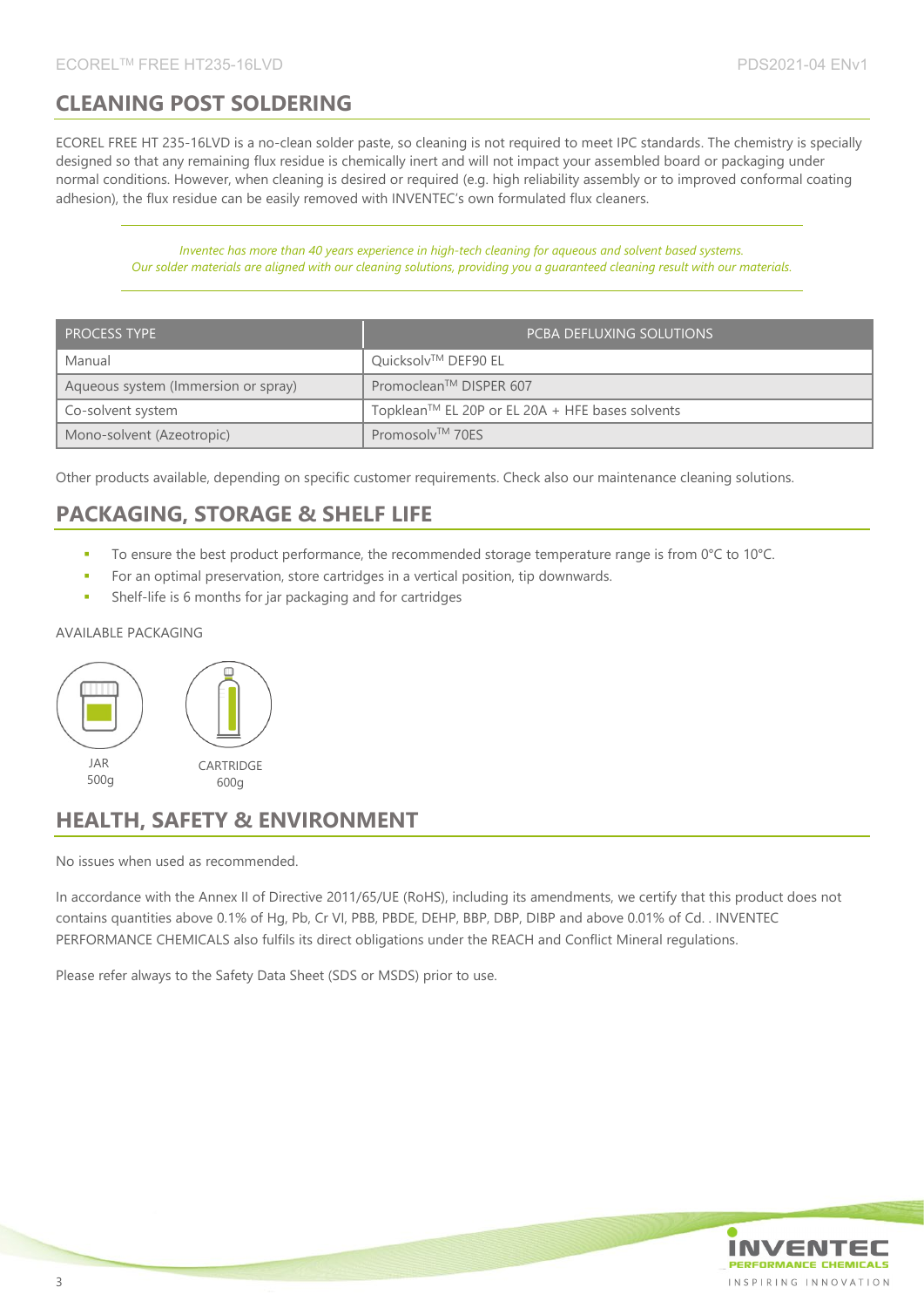## CLEANING POST SOLDERING

ECOREL FREE HT 235-16LVD is a no-clean solder paste, so cleaning is not required to meet IPC standards. The chemistry is specially designed so that any remaining flux residue is chemically inert and will not impact your assembled board or packaging under normal conditions. However, when cleaning is desired or required (e.g. high reliability assembly or to improved conformal coating adhesion), the flux residue can be easily removed with INVENTEC's own formulated flux cleaners.

*Inventec has more than 40 years experience in high-tech cleaning for aqueous and solvent based systems.*
*Our solder materials are aligned with our cleaning solutions, providing you a guaranteed cleaning result with our materials.*

| PROCESS TYPE | PCBA DEFLUXING SOLUTIONS |
| --- | --- |
| Manual | Quicksolv™ DEF90 EL |
| Aqueous system (Immersion or spray) | Promoclean™ DISPER 607 |
| Co-solvent system | Topklean™ EL 20P or EL 20A + HFE bases solvents |
| Mono-solvent (Azeotropic) | Promosolv™ 70ES |

Other products available, depending on specific customer requirements. Check also our maintenance cleaning solutions.

## PACKAGING, STORAGE & SHELF LIFE

- To ensure the best product performance, the recommended storage temperature range is from 0°C to 10°C.
- For an optimal preservation, store cartridges in a vertical position, tip downwards.
- Shelf-life is 6 months for jar packaging and for cartridges

AVAILABLE PACKAGING

JAR
500g

CARTRIDGE
600g

## HEALTH, SAFETY & ENVIRONMENT

No issues when used as recommended.

In accordance with the Annex II of Directive 2011/65/UE (RoHS), including its amendments, we certify that this product does not contains quantities above 0.1% of Hg, Pb, Cr VI, PBB, PBDE, DEHP, BBP, DBP, DIBP and above 0.01% of Cd. . INVENTEC PERFORMANCE CHEMICALS also fulfils its direct obligations under the REACH and Conflict Mineral regulations.

Please refer always to the Safety Data Sheet (SDS or MSDS) prior to use.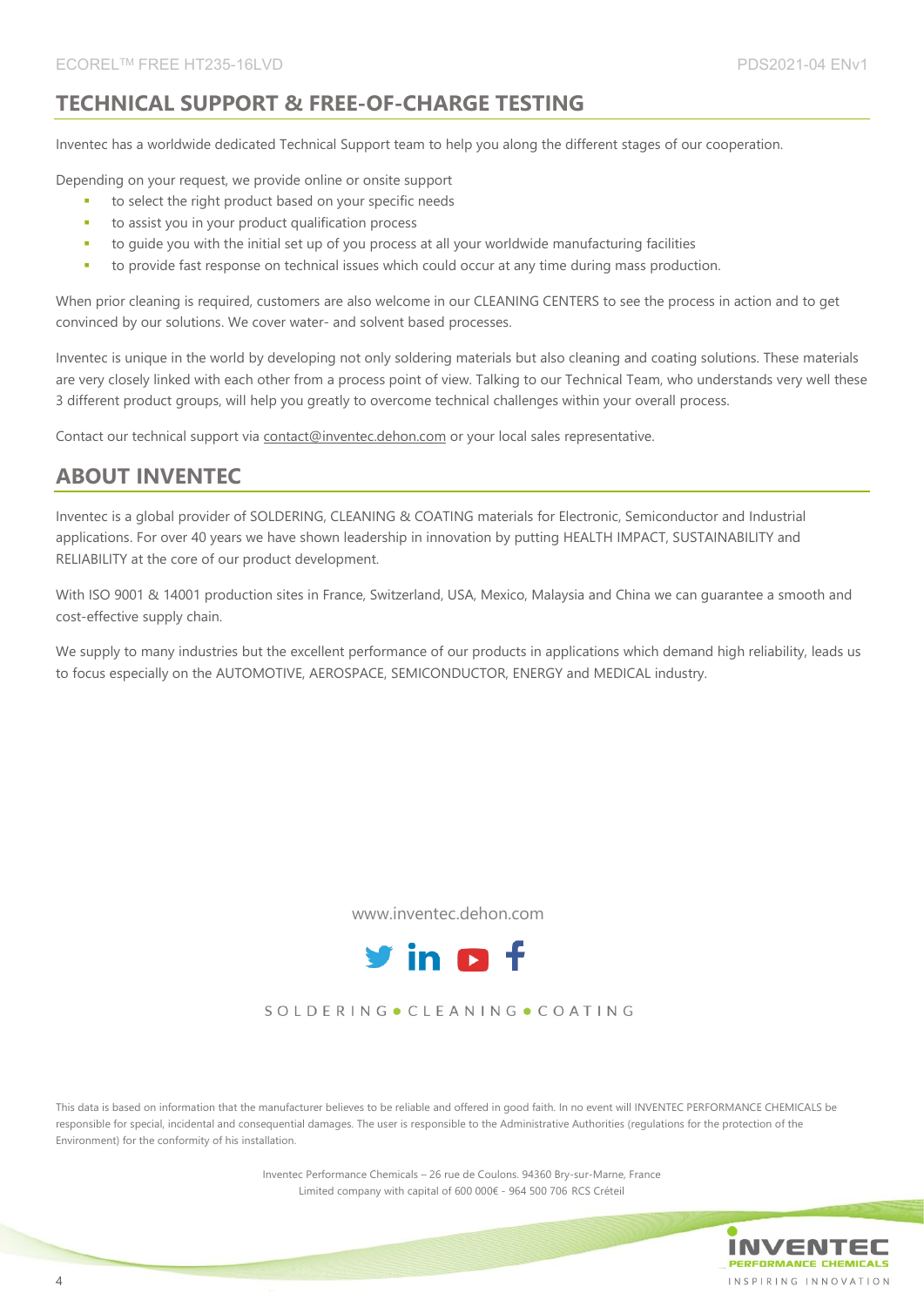## TECHNICAL SUPPORT & FREE-OF-CHARGE TESTING

Inventec has a worldwide dedicated Technical Support team to help you along the different stages of our cooperation.

Depending on your request, we provide online or onsite support

- to select the right product based on your specific needs
- to assist you in your product qualification process
- to guide you with the initial set up of you process at all your worldwide manufacturing facilities
- to provide fast response on technical issues which could occur at any time during mass production.

When prior cleaning is required, customers are also welcome in our CLEANING CENTERS to see the process in action and to get convinced by our solutions. We cover water- and solvent based processes.

Inventec is unique in the world by developing not only soldering materials but also cleaning and coating solutions. These materials are very closely linked with each other from a process point of view. Talking to our Technical Team, who understands very well these 3 different product groups, will help you greatly to overcome technical challenges within your overall process.

Contact our technical support via contact@inventec.dehon.com or your local sales representative.

## ABOUT INVENTEC

Inventec is a global provider of SOLDERING, CLEANING & COATING materials for Electronic, Semiconductor and Industrial applications. For over 40 years we have shown leadership in innovation by putting HEALTH IMPACT, SUSTAINABILITY and RELIABILITY at the core of our product development.

With ISO 9001 & 14001 production sites in France, Switzerland, USA, Mexico, Malaysia and China we can guarantee a smooth and cost-effective supply chain.

We supply to many industries but the excellent performance of our products in applications which demand high reliability, leads us to focus especially on the AUTOMOTIVE, AEROSPACE, SEMICONDUCTOR, ENERGY and MEDICAL industry.

www.inventec.dehon.com

SOLDERING • CLEANING • COATING

This data is based on information that the manufacturer believes to be reliable and offered in good faith. In no event will INVENTEC PERFORMANCE CHEMICALS be responsible for special, incidental and consequential damages. The user is responsible to the Administrative Authorities (regulations for the protection of the Environment) for the conformity of his installation.

Inventec Performance Chemicals – 26 rue de Coulons. 94360 Bry-sur-Marne, France
Limited company with capital of 600 000€ - 964 500 706 RCS Créteil

INVENTEC PERFORMANCE CHEMICALS
INSPIRING INNOVATION